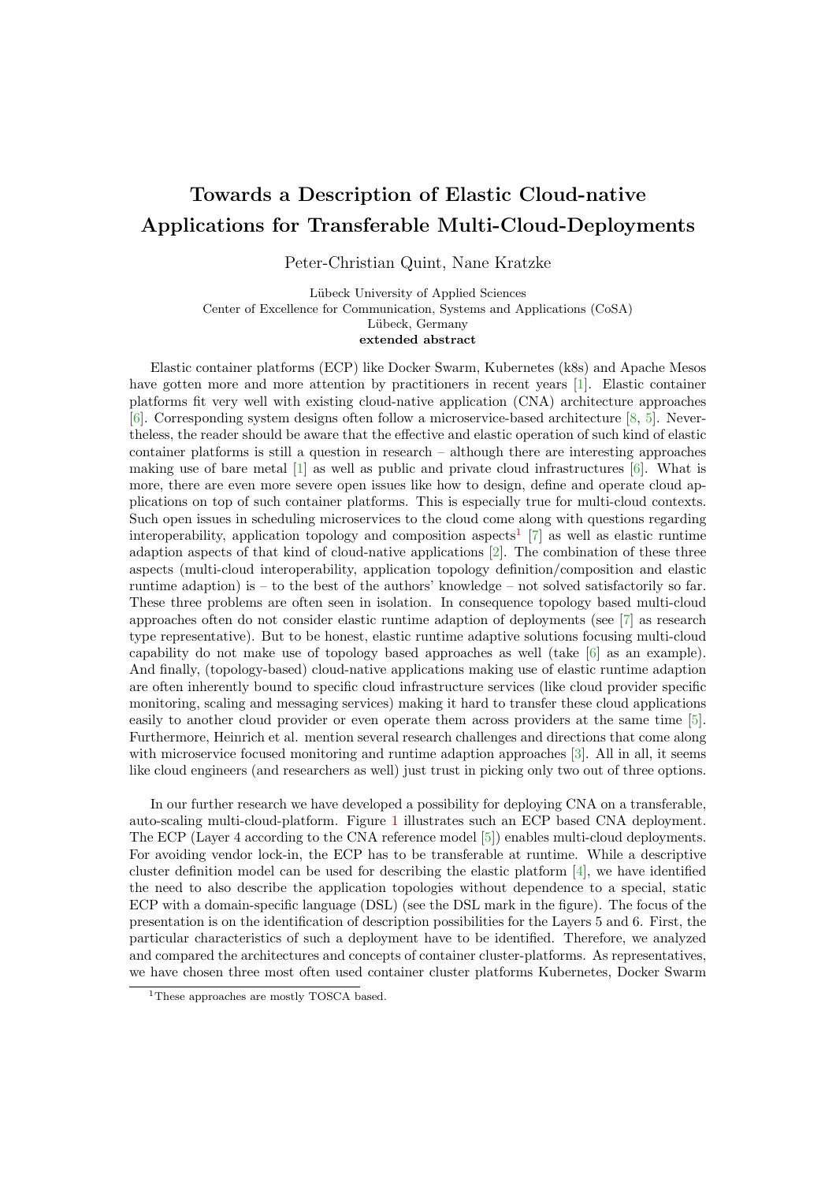# Towards a Description of Elastic Cloud-native Applications for Transferable Multi-Cloud-Deployments

Peter-Christian Quint, Nane Kratzke

Lübeck University of Applied Sciences
Center of Excellence for Communication, Systems and Applications (CoSA)
Lübeck, Germany
**extended abstract**

Elastic container platforms (ECP) like Docker Swarm, Kubernetes (k8s) and Apache Mesos have gotten more and more attention by practitioners in recent years [1]. Elastic container platforms fit very well with existing cloud-native application (CNA) architecture approaches [6]. Corresponding system designs often follow a microservice-based architecture [8, 5]. Nevertheless, the reader should be aware that the effective and elastic operation of such kind of elastic container platforms is still a question in research – although there are interesting approaches making use of bare metal [1] as well as public and private cloud infrastructures [6]. What is more, there are even more severe open issues like how to design, define and operate cloud applications on top of such container platforms. This is especially true for multi-cloud contexts. Such open issues in scheduling microservices to the cloud come along with questions regarding interoperability, application topology and composition aspects[1] [7] as well as elastic runtime adaption aspects of that kind of cloud-native applications [2]. The combination of these three aspects (multi-cloud interoperability, application topology definition/composition and elastic runtime adaption) is – to the best of the authors' knowledge – not solved satisfactorily so far. These three problems are often seen in isolation. In consequence topology based multi-cloud approaches often do not consider elastic runtime adaption of deployments (see [7] as research type representative). But to be honest, elastic runtime adaptive solutions focusing multi-cloud capability do not make use of topology based approaches as well (take [6] as an example). And finally, (topology-based) cloud-native applications making use of elastic runtime adaption are often inherently bound to specific cloud infrastructure services (like cloud provider specific monitoring, scaling and messaging services) making it hard to transfer these cloud applications easily to another cloud provider or even operate them across providers at the same time [5]. Furthermore, Heinrich et al. mention several research challenges and directions that come along with microservice focused monitoring and runtime adaption approaches [3]. All in all, it seems like cloud engineers (and researchers as well) just trust in picking only two out of three options.

In our further research we have developed a possibility for deploying CNA on a transferable, auto-scaling multi-cloud-platform. Figure 1 illustrates such an ECP based CNA deployment. The ECP (Layer 4 according to the CNA reference model [5]) enables multi-cloud deployments. For avoiding vendor lock-in, the ECP has to be transferable at runtime. While a descriptive cluster definition model can be used for describing the elastic platform [4], we have identified the need to also describe the application topologies without dependence to a special, static ECP with a domain-specific language (DSL) (see the DSL mark in the figure). The focus of the presentation is on the identification of description possibilities for the Layers 5 and 6. First, the particular characteristics of such a deployment have to be identified. Therefore, we analyzed and compared the architectures and concepts of container cluster-platforms. As representatives, we have chosen three most often used container cluster platforms Kubernetes, Docker Swarm

[1] These approaches are mostly TOSCA based.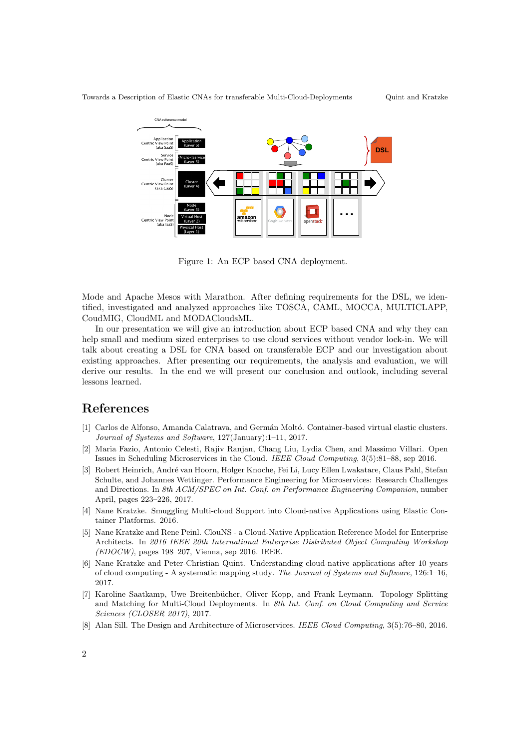CNA reference model

Application Centric View Point (aka SaaS)
Application (Layer 6)

Service Centric View Point (aka PaaS)
(Micro-)Service (Layer 5)

Cluster Centric View Point (aka CaaS)
Cluster (Layer 4)

Node Centric View Point (aka IaaS)
Node (Layer 3)
Virtual Host (Layer 2)
Physical Host (Layer 1)

DSL

amazon webservices

Google Cloud Platform

openstack

...

Figure 1: An ECP based CNA deployment.

Mode and Apache Mesos with Marathon. After defining requirements for the DSL, we identified, investigated and analyzed approaches like TOSCA, CAML, MOCCA, MULTICLAPP, CoudMIG, CloudML and MODACloudsML.

In our presentation we will give an introduction about ECP based CNA and why they can help small and medium sized enterprises to use cloud services without vendor lock-in. We will talk about creating a DSL for CNA based on transferable ECP and our investigation about existing approaches. After presenting our requirements, the analysis and evaluation, we will derive our results. In the end we will present our conclusion and outlook, including several lessons learned.

## References

[1] Carlos de Alfonso, Amanda Calatrava, and Germán Moltó. Container-based virtual elastic clusters. *Journal of Systems and Software*, 127(January):1–11, 2017.

[2] Maria Fazio, Antonio Celesti, Rajiv Ranjan, Chang Liu, Lydia Chen, and Massimo Villari. Open Issues in Scheduling Microservices in the Cloud. *IEEE Cloud Computing*, 3(5):81–88, sep 2016.

[3] Robert Heinrich, André van Hoorn, Holger Knoche, Fei Li, Lucy Ellen Lwakatare, Claus Pahl, Stefan Schulte, and Johannes Wettinger. Performance Engineering for Microservices: Research Challenges and Directions. In *8th ACM/SPEC on Int. Conf. on Performance Engineering Companion*, number April, pages 223–226, 2017.

[4] Nane Kratzke. Smuggling Multi-cloud Support into Cloud-native Applications using Elastic Container Platforms. 2016.

[5] Nane Kratzke and Rene Peinl. ClouNS - a Cloud-Native Application Reference Model for Enterprise Architects. In *2016 IEEE 20th International Enterprise Distributed Object Computing Workshop (EDOCW)*, pages 198–207, Vienna, sep 2016. IEEE.

[6] Nane Kratzke and Peter-Christian Quint. Understanding cloud-native applications after 10 years of cloud computing - A systematic mapping study. *The Journal of Systems and Software*, 126:1–16, 2017.

[7] Karoline Saatkamp, Uwe Breitenbücher, Oliver Kopp, and Frank Leymann. Topology Splitting and Matching for Multi-Cloud Deployments. In *8th Int. Conf. on Cloud Computing and Service Sciences (CLOSER 2017)*, 2017.

[8] Alan Sill. The Design and Architecture of Microservices. *IEEE Cloud Computing*, 3(5):76–80, 2016.